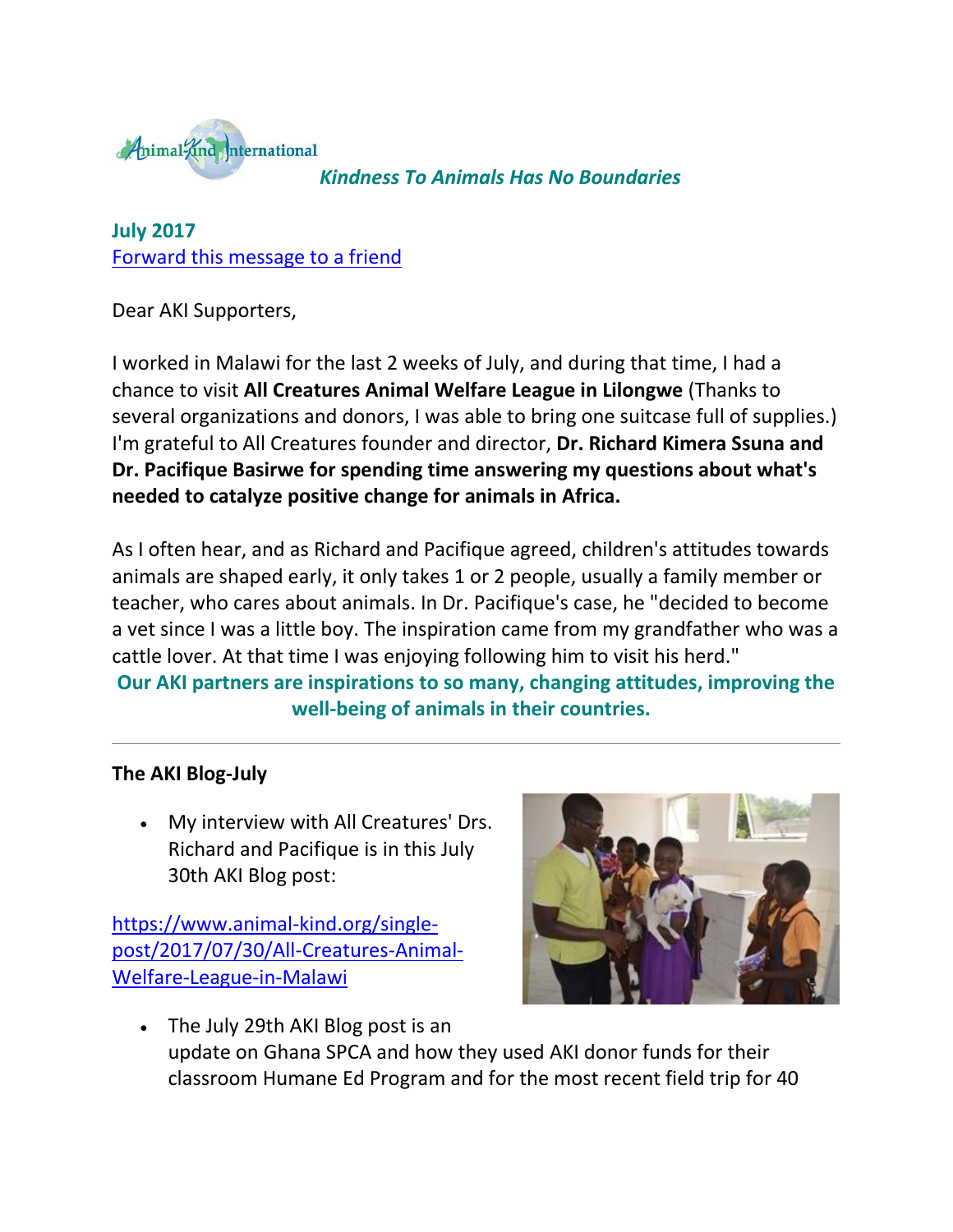Animal-Kind International

*Kindness To Animals Has No Boundaries*

**July 2017**

[Forward this message to a friend]

Dear AKI Supporters,

I worked in Malawi for the last 2 weeks of July, and during that time, I had a chance to visit **All Creatures Animal Welfare League in Lilongwe** (Thanks to several organizations and donors, I was able to bring one suitcase full of supplies.) I'm grateful to All Creatures founder and director, **Dr. Richard Kimera Ssuna and Dr. Pacifique Basirwe for spending time answering my questions about what's needed to catalyze positive change for animals in Africa.**

As I often hear, and as Richard and Pacifique agreed, children's attitudes towards animals are shaped early, it only takes 1 or 2 people, usually a family member or teacher, who cares about animals. In Dr. Pacifique's case, he "decided to become a vet since I was a little boy. The inspiration came from my grandfather who was a cattle lover. At that time I was enjoying following him to visit his herd."

**Our AKI partners are inspirations to so many, changing attitudes, improving the well-being of animals in their countries.**

---

**The AKI Blog-July**

- My interview with All Creatures' Drs. Richard and Pacifique is in this July 30th AKI Blog post:

https://www.animal-kind.org/single-post/2017/07/30/All-Creatures-Animal-Welfare-League-in-Malawi

- The July 29th AKI Blog post is an update on Ghana SPCA and how they used AKI donor funds for their classroom Humane Ed Program and for the most recent field trip for 40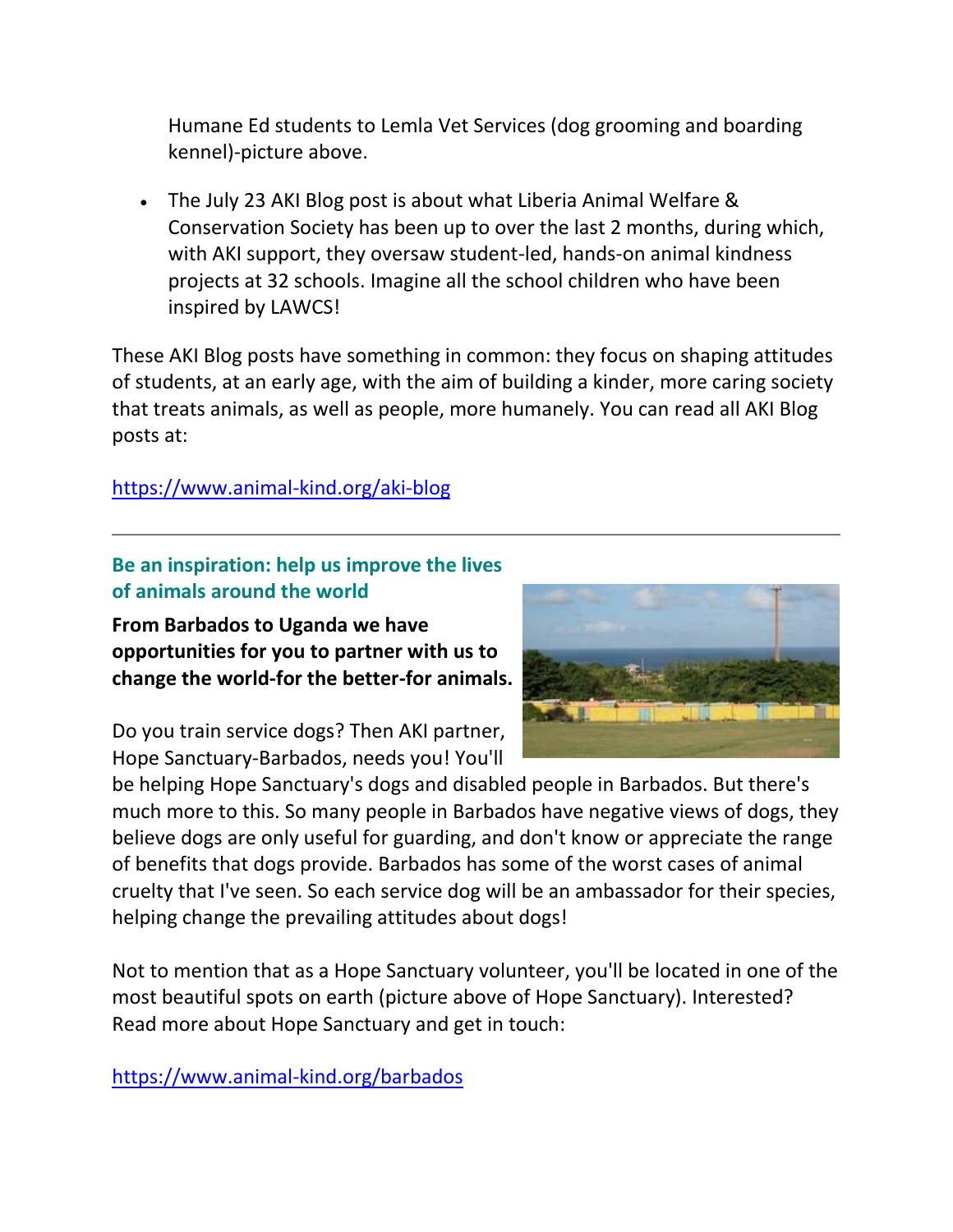Humane Ed students to Lemla Vet Services (dog grooming and boarding kennel)-picture above.

- The July 23 AKI Blog post is about what Liberia Animal Welfare & Conservation Society has been up to over the last 2 months, during which, with AKI support, they oversaw student-led, hands-on animal kindness projects at 32 schools. Imagine all the school children who have been inspired by LAWCS!

These AKI Blog posts have something in common: they focus on shaping attitudes of students, at an early age, with the aim of building a kinder, more caring society that treats animals, as well as people, more humanely. You can read all AKI Blog posts at:

https://www.animal-kind.org/aki-blog

---

### Be an inspiration: help us improve the lives of animals around the world

**From Barbados to Uganda we have opportunities for you to partner with us to change the world-for the better-for animals.**

Do you train service dogs? Then AKI partner, Hope Sanctuary-Barbados, needs you! You'll be helping Hope Sanctuary's dogs and disabled people in Barbados. But there's much more to this. So many people in Barbados have negative views of dogs, they believe dogs are only useful for guarding, and don't know or appreciate the range of benefits that dogs provide. Barbados has some of the worst cases of animal cruelty that I've seen. So each service dog will be an ambassador for their species, helping change the prevailing attitudes about dogs!

Not to mention that as a Hope Sanctuary volunteer, you'll be located in one of the most beautiful spots on earth (picture above of Hope Sanctuary). Interested? Read more about Hope Sanctuary and get in touch:

https://www.animal-kind.org/barbados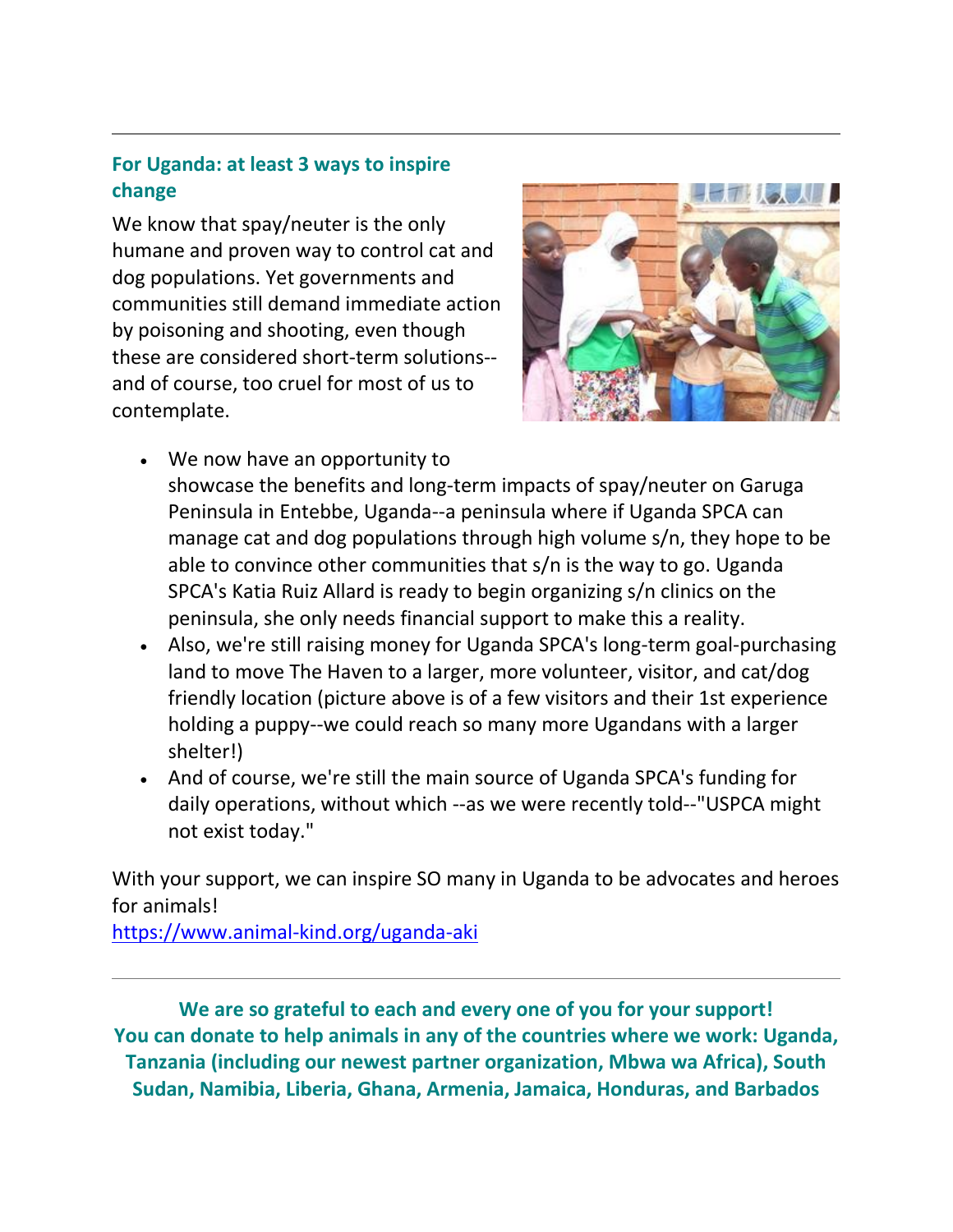---

### For Uganda: at least 3 ways to inspire change

We know that spay/neuter is the only humane and proven way to control cat and dog populations. Yet governments and communities still demand immediate action by poisoning and shooting, even though these are considered short-term solutions--and of course, too cruel for most of us to contemplate.

- We now have an opportunity to showcase the benefits and long-term impacts of spay/neuter on Garuga Peninsula in Entebbe, Uganda--a peninsula where if Uganda SPCA can manage cat and dog populations through high volume s/n, they hope to be able to convince other communities that s/n is the way to go. Uganda SPCA's Katia Ruiz Allard is ready to begin organizing s/n clinics on the peninsula, she only needs financial support to make this a reality.
- Also, we're still raising money for Uganda SPCA's long-term goal-purchasing land to move The Haven to a larger, more volunteer, visitor, and cat/dog friendly location (picture above is of a few visitors and their 1st experience holding a puppy--we could reach so many more Ugandans with a larger shelter!)
- And of course, we're still the main source of Uganda SPCA's funding for daily operations, without which --as we were recently told--"USPCA might not exist today."

With your support, we can inspire SO many in Uganda to be advocates and heroes for animals!
https://www.animal-kind.org/uganda-aki

---

**We are so grateful to each and every one of you for your support!**
**You can donate to help animals in any of the countries where we work: Uganda, Tanzania (including our newest partner organization, Mbwa wa Africa), South Sudan, Namibia, Liberia, Ghana, Armenia, Jamaica, Honduras, and Barbados**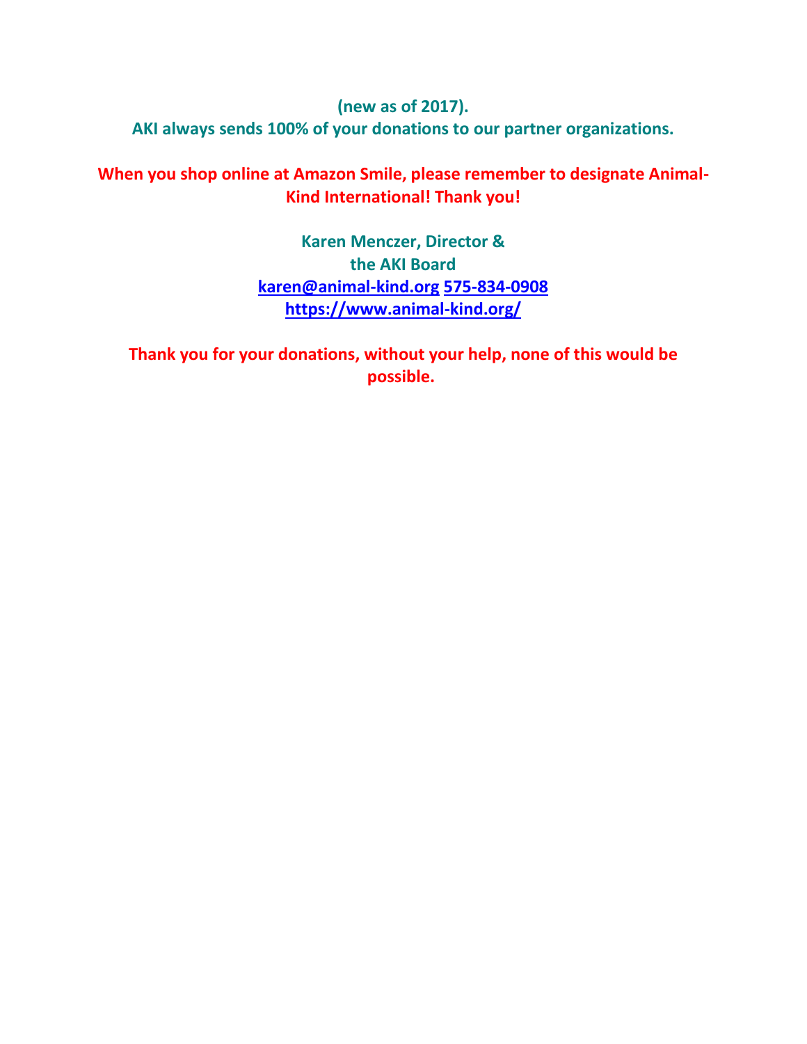**(new as of 2017).**
**AKI always sends 100% of your donations to our partner organizations.**

**When you shop online at Amazon Smile, please remember to designate Animal-Kind International! Thank you!**

**Karen Menczer, Director &**
**the AKI Board**
**karen@animal-kind.org 575-834-0908**
**https://www.animal-kind.org/**

**Thank you for your donations, without your help, none of this would be possible.**